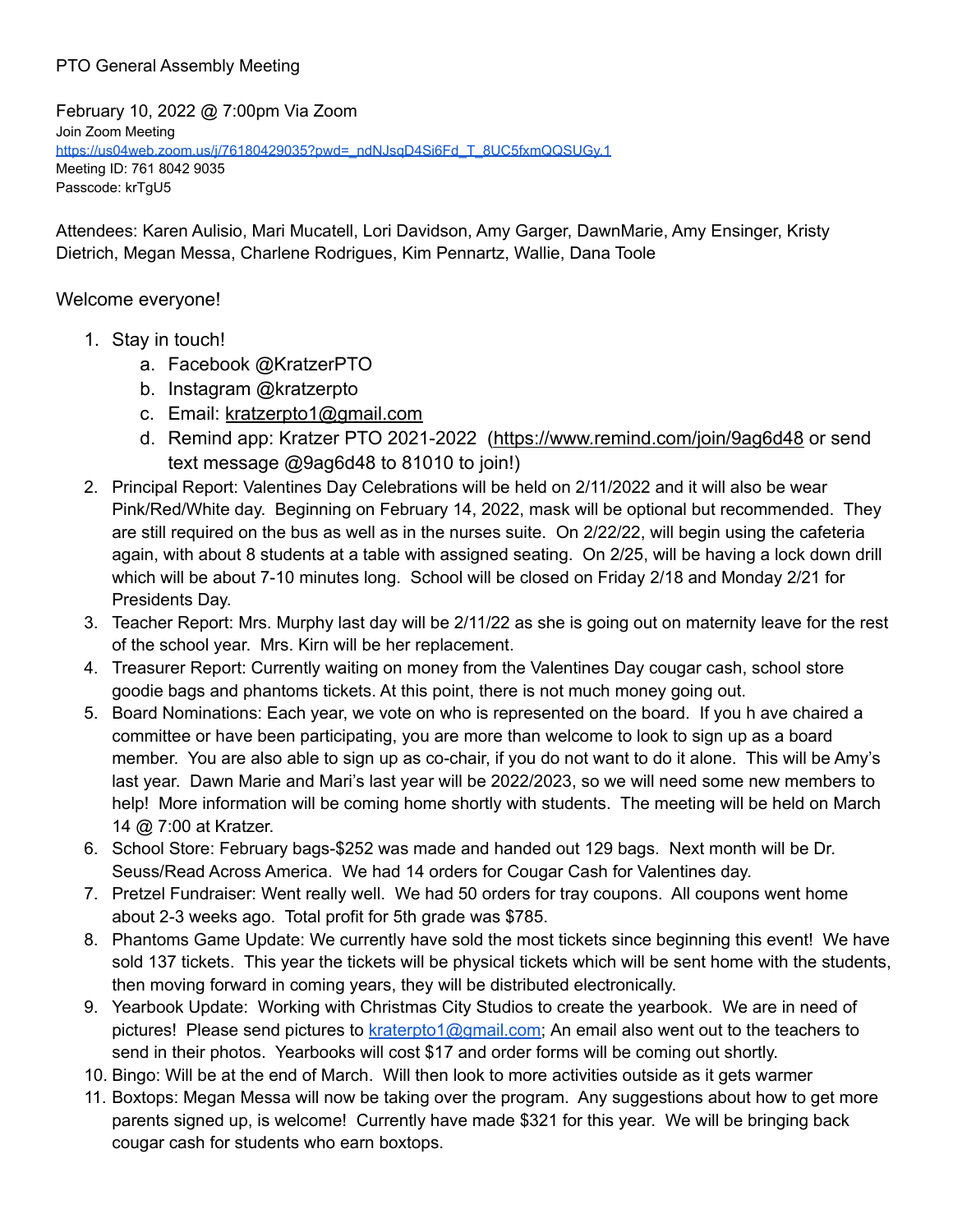PTO General Assembly Meeting

February 10, 2022 @ 7:00pm Via Zoom
Join Zoom Meeting
https://us04web.zoom.us/j/76180429035?pwd=_ndNJsqD4Si6Fd_T_8UC5fxmQQSUGy.1
Meeting ID: 761 8042 9035
Passcode: krTgU5

Attendees: Karen Aulisio, Mari Mucatell, Lori Davidson, Amy Garger, DawnMarie, Amy Ensinger, Kristy Dietrich, Megan Messa, Charlene Rodrigues, Kim Pennartz, Wallie, Dana Toole

Welcome everyone!

1. Stay in touch!
   a. Facebook @KratzerPTO
   b. Instagram @kratzerpto
   c. Email: kratzerpto1@gmail.com
   d. Remind app: Kratzer PTO 2021-2022 (https://www.remind.com/join/9ag6d48 or send text message @9ag6d48 to 81010 to join!)
2. Principal Report: Valentines Day Celebrations will be held on 2/11/2022 and it will also be wear Pink/Red/White day. Beginning on February 14, 2022, mask will be optional but recommended. They are still required on the bus as well as in the nurses suite. On 2/22/22, will begin using the cafeteria again, with about 8 students at a table with assigned seating. On 2/25, will be having a lock down drill which will be about 7-10 minutes long. School will be closed on Friday 2/18 and Monday 2/21 for Presidents Day.
3. Teacher Report: Mrs. Murphy last day will be 2/11/22 as she is going out on maternity leave for the rest of the school year. Mrs. Kirn will be her replacement.
4. Treasurer Report: Currently waiting on money from the Valentines Day cougar cash, school store goodie bags and phantoms tickets. At this point, there is not much money going out.
5. Board Nominations: Each year, we vote on who is represented on the board. If you h ave chaired a committee or have been participating, you are more than welcome to look to sign up as a board member. You are also able to sign up as co-chair, if you do not want to do it alone. This will be Amy's last year. Dawn Marie and Mari's last year will be 2022/2023, so we will need some new members to help! More information will be coming home shortly with students. The meeting will be held on March 14 @ 7:00 at Kratzer.
6. School Store: February bags-$252 was made and handed out 129 bags. Next month will be Dr. Seuss/Read Across America. We had 14 orders for Cougar Cash for Valentines day.
7. Pretzel Fundraiser: Went really well. We had 50 orders for tray coupons. All coupons went home about 2-3 weeks ago. Total profit for 5th grade was $785.
8. Phantoms Game Update: We currently have sold the most tickets since beginning this event! We have sold 137 tickets. This year the tickets will be physical tickets which will be sent home with the students, then moving forward in coming years, they will be distributed electronically.
9. Yearbook Update: Working with Christmas City Studios to create the yearbook. We are in need of pictures! Please send pictures to kraterpto1@gmail.com; An email also went out to the teachers to send in their photos. Yearbooks will cost $17 and order forms will be coming out shortly.
10. Bingo: Will be at the end of March. Will then look to more activities outside as it gets warmer
11. Boxtops: Megan Messa will now be taking over the program. Any suggestions about how to get more parents signed up, is welcome! Currently have made $321 for this year. We will be bringing back cougar cash for students who earn boxtops.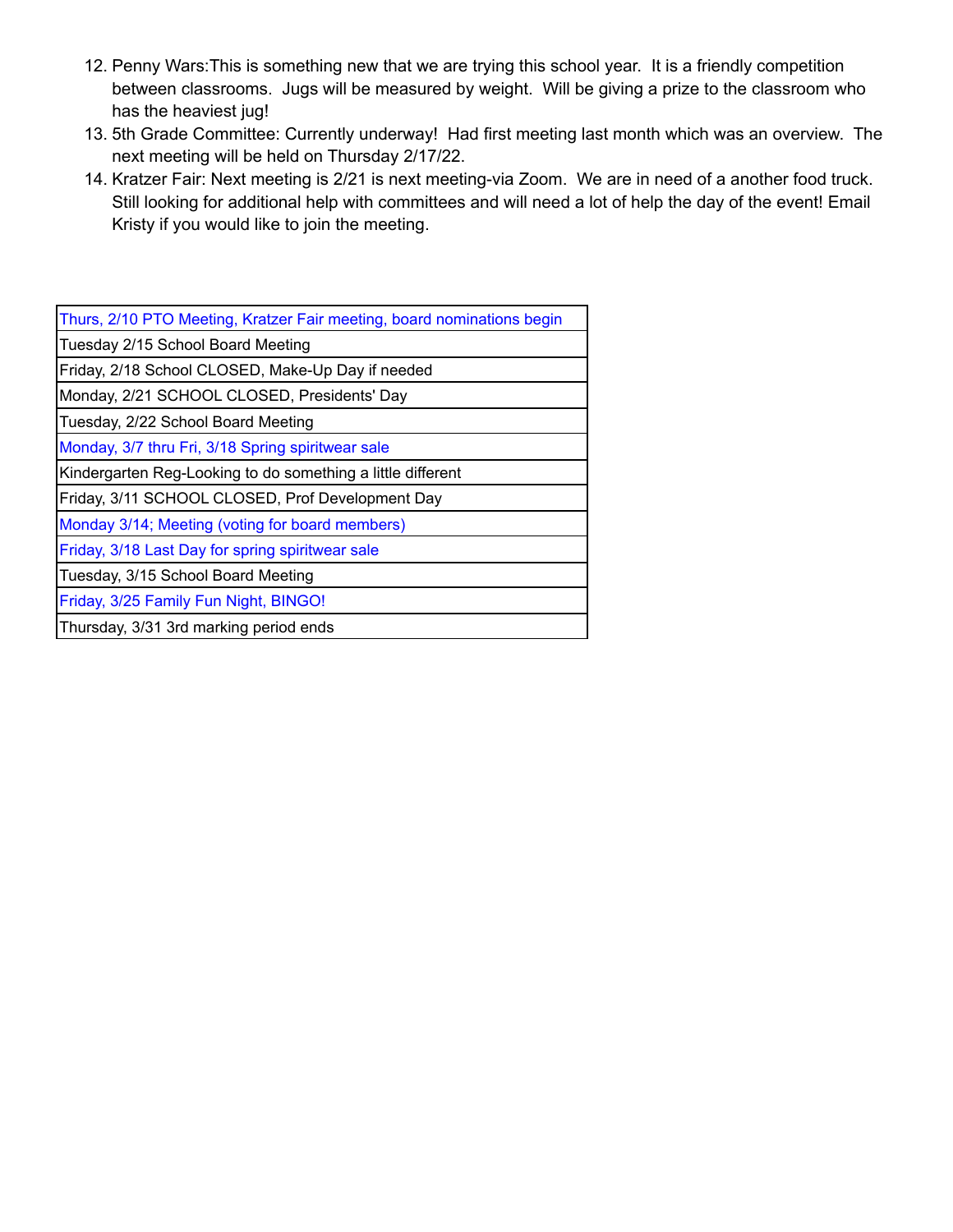12. Penny Wars:This is something new that we are trying this school year.  It is a friendly competition between classrooms.  Jugs will be measured by weight.  Will be giving a prize to the classroom who has the heaviest jug!
13. 5th Grade Committee: Currently underway!  Had first meeting last month which was an overview.  The next meeting will be held on Thursday 2/17/22.
14. Kratzer Fair: Next meeting is 2/21 is next meeting-via Zoom.  We are in need of a another food truck. Still looking for additional help with committees and will need a lot of help the day of the event! Email Kristy if you would like to join the meeting.

| |
|---|
| Thurs, 2/10 PTO Meeting, Kratzer Fair meeting, board nominations begin |
| Tuesday 2/15 School Board Meeting |
| Friday, 2/18 School CLOSED, Make-Up Day if needed |
| Monday, 2/21 SCHOOL CLOSED, Presidents' Day |
| Tuesday, 2/22 School Board Meeting |
| Monday, 3/7 thru Fri, 3/18 Spring spiritwear sale |
| Kindergarten Reg-Looking to do something a little different |
| Friday, 3/11 SCHOOL CLOSED, Prof Development Day |
| Monday 3/14; Meeting (voting for board members) |
| Friday, 3/18 Last Day for spring spiritwear sale |
| Tuesday, 3/15 School Board Meeting |
| Friday, 3/25 Family Fun Night, BINGO! |
| Thursday, 3/31 3rd marking period ends |